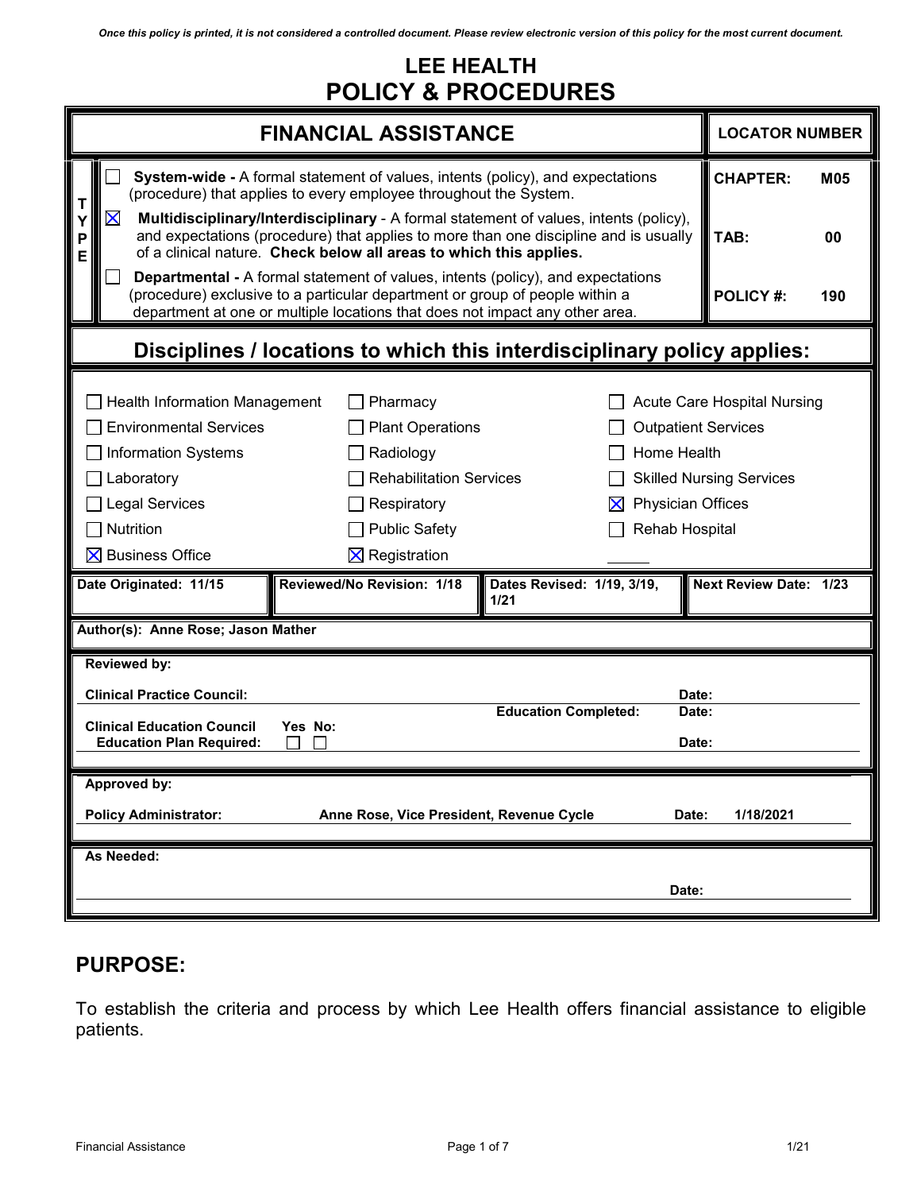*Once this policy is printed, it is not considered a controlled document. Please review electronic version of this policy for the most current document.*

# LEE HEALTH
# POLICY & PROCEDURES

| FINANCIAL ASSISTANCE | LOCATOR NUMBER |
|---|---|
| ☐ **System-wide -** A formal statement of values, intents (policy), and expectations (procedure) that applies to every employee throughout the System. | **CHAPTER:** M05 |
| ☒ **Multidisciplinary/Interdisciplinary** - A formal statement of values, intents (policy), and expectations (procedure) that applies to more than one discipline and is usually of a clinical nature. **Check below all areas to which this applies.** | **TAB:** 00 |
| ☐ **Departmental -** A formal statement of values, intents (policy), and expectations (procedure) exclusive to a particular department or group of people within a department at one or multiple locations that does not impact any other area. | **POLICY #:** 190 |

## Disciplines / locations to which this interdisciplinary policy applies:

| | | |
|---|---|---|
| ☐ Health Information Management | ☐ Pharmacy | ☐ Acute Care Hospital Nursing |
| ☐ Environmental Services | ☐ Plant Operations | ☐ Outpatient Services |
| ☐ Information Systems | ☐ Radiology | ☐ Home Health |
| ☐ Laboratory | ☐ Rehabilitation Services | ☐ Skilled Nursing Services |
| ☐ Legal Services | ☐ Respiratory | ☒ Physician Offices |
| ☐ Nutrition | ☐ Public Safety | ☐ Rehab Hospital |
| ☒ Business Office | ☒ Registration | |

| **Date Originated: 11/15** | **Reviewed/No Revision: 1/18** | **Dates Revised: 1/19, 3/19, 1/21** | **Next Review Date: 1/23** |
|---|---|---|---|

**Author(s): Anne Rose; Jason Mather**

**Reviewed by:**

**Clinical Practice Council:** **Date:**

**Clinical Education Council Education Plan Required:** **Yes** ☐ **No:** ☐ **Education Completed:** **Date:** **Date:**

**Approved by:**

**Policy Administrator:** **Anne Rose, Vice President, Revenue Cycle** **Date:** **1/18/2021**

**As Needed:**

**Date:**

## PURPOSE:

To establish the criteria and process by which Lee Health offers financial assistance to eligible patients.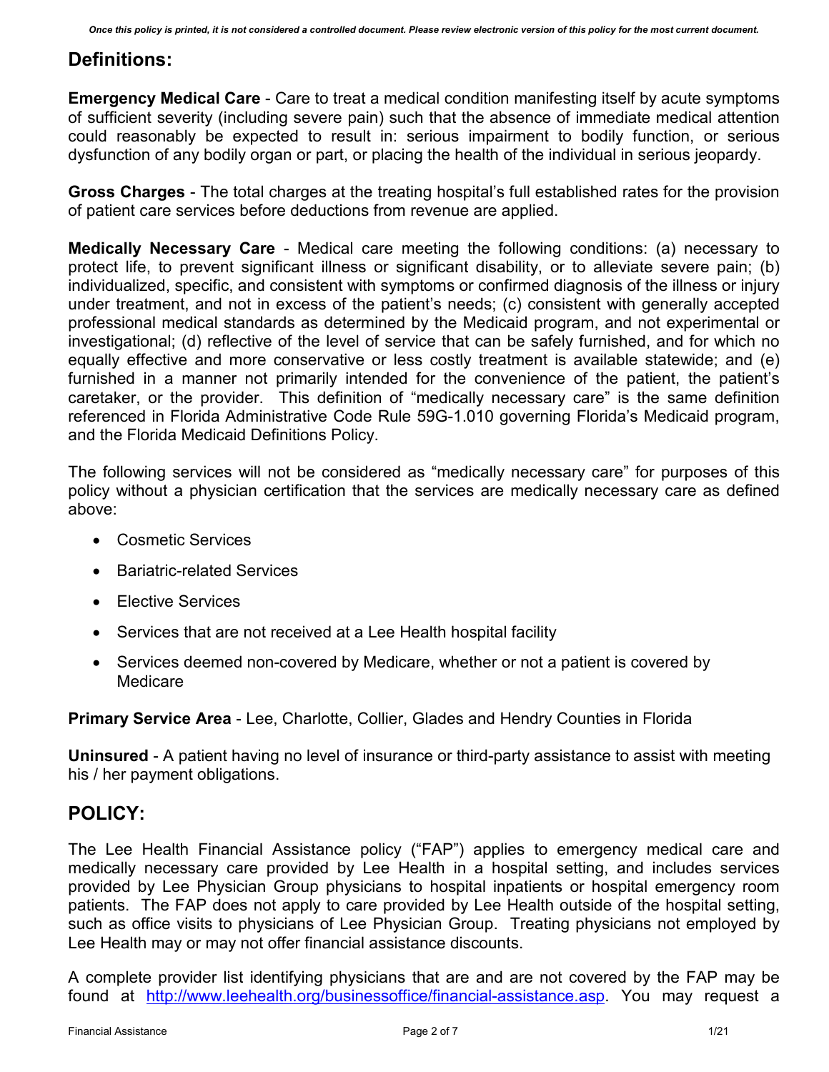## Definitions:

**Emergency Medical Care** - Care to treat a medical condition manifesting itself by acute symptoms of sufficient severity (including severe pain) such that the absence of immediate medical attention could reasonably be expected to result in: serious impairment to bodily function, or serious dysfunction of any bodily organ or part, or placing the health of the individual in serious jeopardy.

**Gross Charges** - The total charges at the treating hospital's full established rates for the provision of patient care services before deductions from revenue are applied.

**Medically Necessary Care** - Medical care meeting the following conditions: (a) necessary to protect life, to prevent significant illness or significant disability, or to alleviate severe pain; (b) individualized, specific, and consistent with symptoms or confirmed diagnosis of the illness or injury under treatment, and not in excess of the patient's needs; (c) consistent with generally accepted professional medical standards as determined by the Medicaid program, and not experimental or investigational; (d) reflective of the level of service that can be safely furnished, and for which no equally effective and more conservative or less costly treatment is available statewide; and (e) furnished in a manner not primarily intended for the convenience of the patient, the patient's caretaker, or the provider. This definition of "medically necessary care" is the same definition referenced in Florida Administrative Code Rule 59G-1.010 governing Florida's Medicaid program, and the Florida Medicaid Definitions Policy.

The following services will not be considered as "medically necessary care" for purposes of this policy without a physician certification that the services are medically necessary care as defined above:

- Cosmetic Services
- Bariatric-related Services
- Elective Services
- Services that are not received at a Lee Health hospital facility
- Services deemed non-covered by Medicare, whether or not a patient is covered by Medicare

**Primary Service Area** - Lee, Charlotte, Collier, Glades and Hendry Counties in Florida

**Uninsured** - A patient having no level of insurance or third-party assistance to assist with meeting his / her payment obligations.

## POLICY:

The Lee Health Financial Assistance policy ("FAP") applies to emergency medical care and medically necessary care provided by Lee Health in a hospital setting, and includes services provided by Lee Physician Group physicians to hospital inpatients or hospital emergency room patients. The FAP does not apply to care provided by Lee Health outside of the hospital setting, such as office visits to physicians of Lee Physician Group. Treating physicians not employed by Lee Health may or may not offer financial assistance discounts.

A complete provider list identifying physicians that are and are not covered by the FAP may be found at http://www.leehealth.org/businessoffice/financial-assistance.asp. You may request a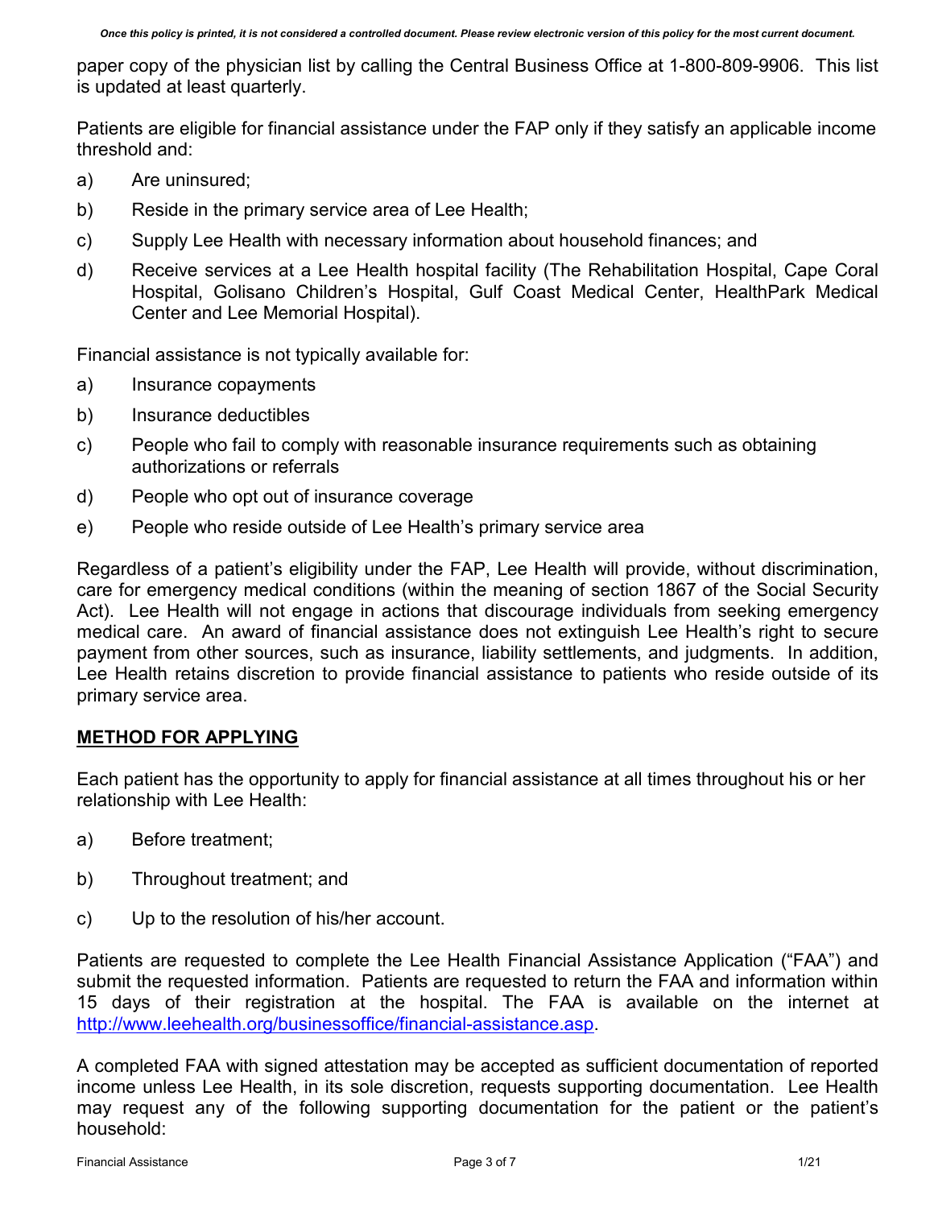paper copy of the physician list by calling the Central Business Office at 1-800-809-9906. This list is updated at least quarterly.

Patients are eligible for financial assistance under the FAP only if they satisfy an applicable income threshold and:

a) Are uninsured;

b) Reside in the primary service area of Lee Health;

c) Supply Lee Health with necessary information about household finances; and

d) Receive services at a Lee Health hospital facility (The Rehabilitation Hospital, Cape Coral Hospital, Golisano Children's Hospital, Gulf Coast Medical Center, HealthPark Medical Center and Lee Memorial Hospital).

Financial assistance is not typically available for:

a) Insurance copayments

b) Insurance deductibles

c) People who fail to comply with reasonable insurance requirements such as obtaining authorizations or referrals

d) People who opt out of insurance coverage

e) People who reside outside of Lee Health's primary service area

Regardless of a patient's eligibility under the FAP, Lee Health will provide, without discrimination, care for emergency medical conditions (within the meaning of section 1867 of the Social Security Act). Lee Health will not engage in actions that discourage individuals from seeking emergency medical care. An award of financial assistance does not extinguish Lee Health's right to secure payment from other sources, such as insurance, liability settlements, and judgments. In addition, Lee Health retains discretion to provide financial assistance to patients who reside outside of its primary service area.

## METHOD FOR APPLYING

Each patient has the opportunity to apply for financial assistance at all times throughout his or her relationship with Lee Health:

a) Before treatment;

b) Throughout treatment; and

c) Up to the resolution of his/her account.

Patients are requested to complete the Lee Health Financial Assistance Application ("FAA") and submit the requested information. Patients are requested to return the FAA and information within 15 days of their registration at the hospital. The FAA is available on the internet at http://www.leehealth.org/businessoffice/financial-assistance.asp.

A completed FAA with signed attestation may be accepted as sufficient documentation of reported income unless Lee Health, in its sole discretion, requests supporting documentation. Lee Health may request any of the following supporting documentation for the patient or the patient's household: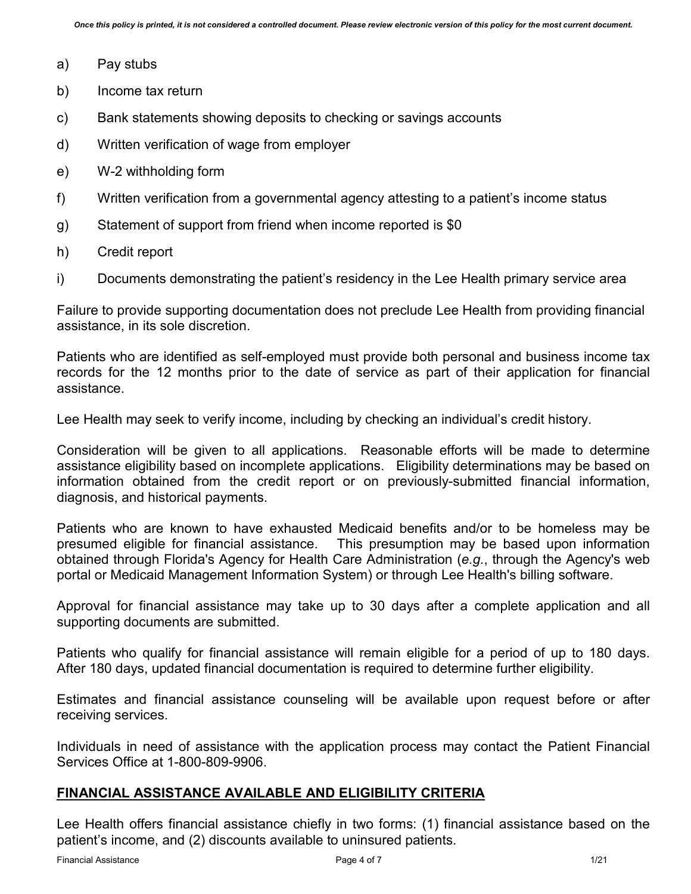a) Pay stubs

b) Income tax return

c) Bank statements showing deposits to checking or savings accounts

d) Written verification of wage from employer

e) W-2 withholding form

f) Written verification from a governmental agency attesting to a patient's income status

g) Statement of support from friend when income reported is $0

h) Credit report

i) Documents demonstrating the patient's residency in the Lee Health primary service area

Failure to provide supporting documentation does not preclude Lee Health from providing financial assistance, in its sole discretion.

Patients who are identified as self-employed must provide both personal and business income tax records for the 12 months prior to the date of service as part of their application for financial assistance.

Lee Health may seek to verify income, including by checking an individual's credit history.

Consideration will be given to all applications. Reasonable efforts will be made to determine assistance eligibility based on incomplete applications. Eligibility determinations may be based on information obtained from the credit report or on previously-submitted financial information, diagnosis, and historical payments.

Patients who are known to have exhausted Medicaid benefits and/or to be homeless may be presumed eligible for financial assistance. This presumption may be based upon information obtained through Florida's Agency for Health Care Administration (*e.g.*, through the Agency's web portal or Medicaid Management Information System) or through Lee Health's billing software.

Approval for financial assistance may take up to 30 days after a complete application and all supporting documents are submitted.

Patients who qualify for financial assistance will remain eligible for a period of up to 180 days. After 180 days, updated financial documentation is required to determine further eligibility.

Estimates and financial assistance counseling will be available upon request before or after receiving services.

Individuals in need of assistance with the application process may contact the Patient Financial Services Office at 1-800-809-9906.

## FINANCIAL ASSISTANCE AVAILABLE AND ELIGIBILITY CRITERIA

Lee Health offers financial assistance chiefly in two forms: (1) financial assistance based on the patient's income, and (2) discounts available to uninsured patients.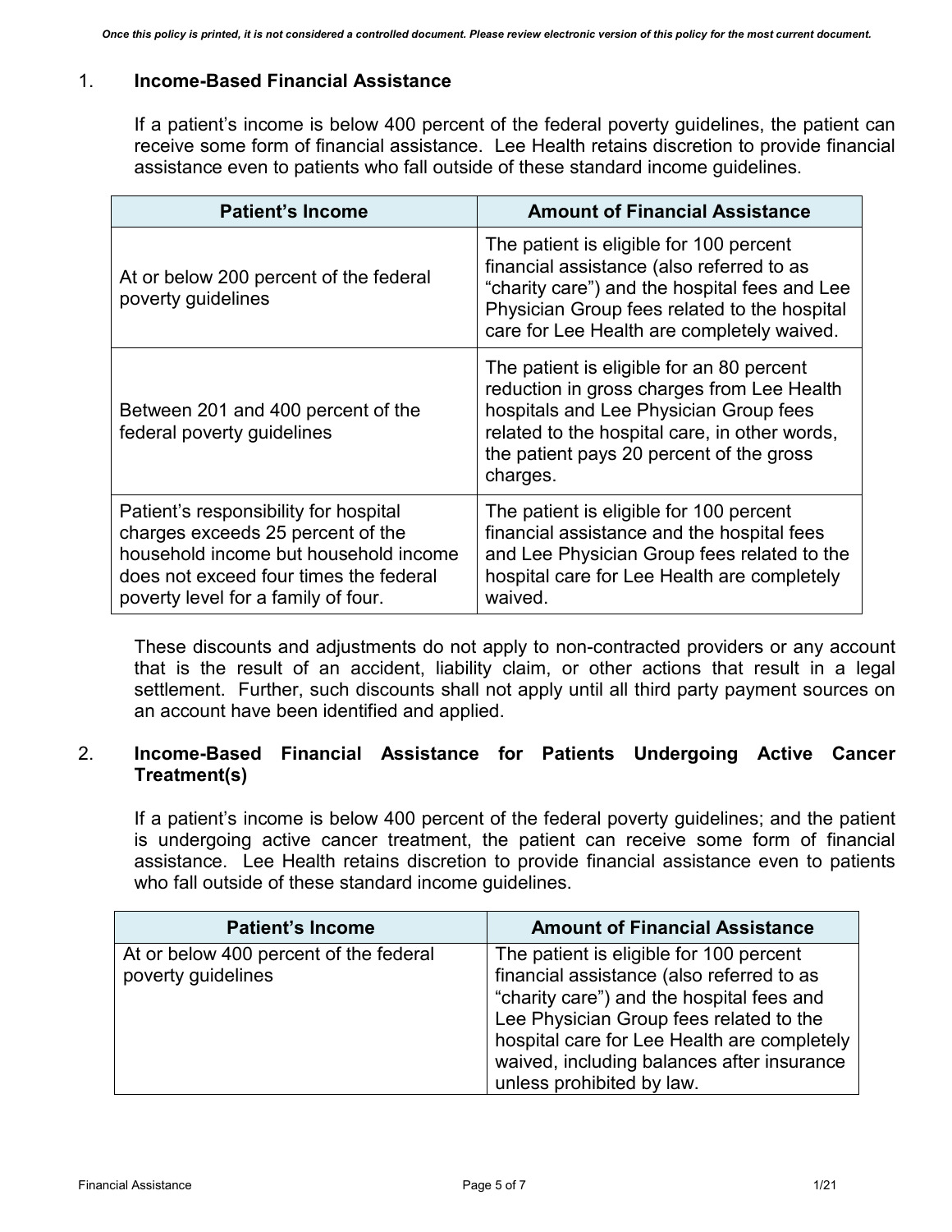1. **Income-Based Financial Assistance**

   If a patient's income is below 400 percent of the federal poverty guidelines, the patient can receive some form of financial assistance. Lee Health retains discretion to provide financial assistance even to patients who fall outside of these standard income guidelines.

| Patient's Income | Amount of Financial Assistance |
| --- | --- |
| At or below 200 percent of the federal poverty guidelines | The patient is eligible for 100 percent financial assistance (also referred to as "charity care") and the hospital fees and Lee Physician Group fees related to the hospital care for Lee Health are completely waived. |
| Between 201 and 400 percent of the federal poverty guidelines | The patient is eligible for an 80 percent reduction in gross charges from Lee Health hospitals and Lee Physician Group fees related to the hospital care, in other words, the patient pays 20 percent of the gross charges. |
| Patient's responsibility for hospital charges exceeds 25 percent of the household income but household income does not exceed four times the federal poverty level for a family of four. | The patient is eligible for 100 percent financial assistance and the hospital fees and Lee Physician Group fees related to the hospital care for Lee Health are completely waived. |

   These discounts and adjustments do not apply to non-contracted providers or any account that is the result of an accident, liability claim, or other actions that result in a legal settlement. Further, such discounts shall not apply until all third party payment sources on an account have been identified and applied.

2. **Income-Based Financial Assistance for Patients Undergoing Active Cancer Treatment(s)**

   If a patient's income is below 400 percent of the federal poverty guidelines; and the patient is undergoing active cancer treatment, the patient can receive some form of financial assistance. Lee Health retains discretion to provide financial assistance even to patients who fall outside of these standard income guidelines.

| Patient's Income | Amount of Financial Assistance |
| --- | --- |
| At or below 400 percent of the federal poverty guidelines | The patient is eligible for 100 percent financial assistance (also referred to as "charity care") and the hospital fees and Lee Physician Group fees related to the hospital care for Lee Health are completely waived, including balances after insurance unless prohibited by law. |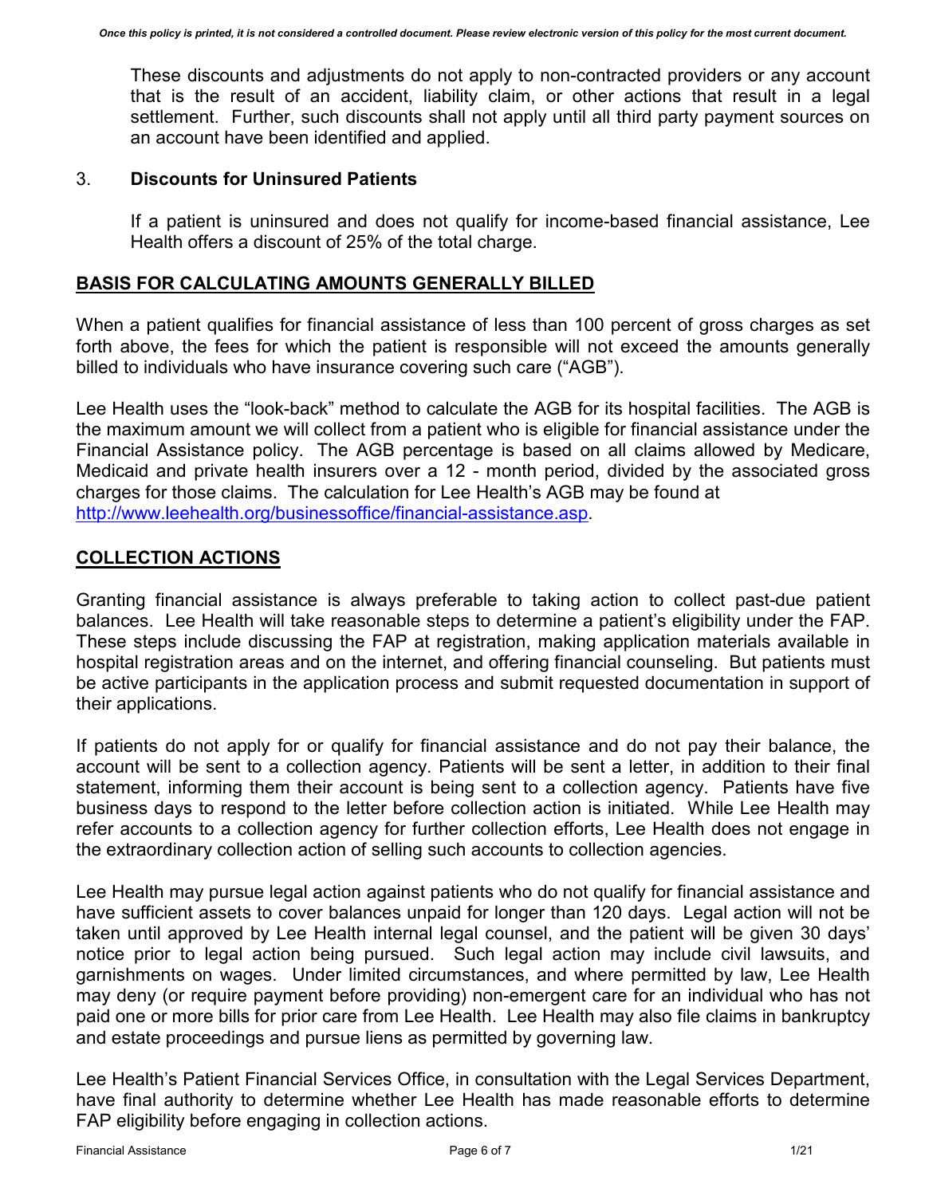These discounts and adjustments do not apply to non-contracted providers or any account that is the result of an accident, liability claim, or other actions that result in a legal settlement. Further, such discounts shall not apply until all third party payment sources on an account have been identified and applied.

3. **Discounts for Uninsured Patients**

   If a patient is uninsured and does not qualify for income-based financial assistance, Lee Health offers a discount of 25% of the total charge.

## BASIS FOR CALCULATING AMOUNTS GENERALLY BILLED

When a patient qualifies for financial assistance of less than 100 percent of gross charges as set forth above, the fees for which the patient is responsible will not exceed the amounts generally billed to individuals who have insurance covering such care ("AGB").

Lee Health uses the "look-back" method to calculate the AGB for its hospital facilities. The AGB is the maximum amount we will collect from a patient who is eligible for financial assistance under the Financial Assistance policy. The AGB percentage is based on all claims allowed by Medicare, Medicaid and private health insurers over a 12 - month period, divided by the associated gross charges for those claims. The calculation for Lee Health's AGB may be found at http://www.leehealth.org/businessoffice/financial-assistance.asp.

## COLLECTION ACTIONS

Granting financial assistance is always preferable to taking action to collect past-due patient balances. Lee Health will take reasonable steps to determine a patient's eligibility under the FAP. These steps include discussing the FAP at registration, making application materials available in hospital registration areas and on the internet, and offering financial counseling. But patients must be active participants in the application process and submit requested documentation in support of their applications.

If patients do not apply for or qualify for financial assistance and do not pay their balance, the account will be sent to a collection agency. Patients will be sent a letter, in addition to their final statement, informing them their account is being sent to a collection agency. Patients have five business days to respond to the letter before collection action is initiated. While Lee Health may refer accounts to a collection agency for further collection efforts, Lee Health does not engage in the extraordinary collection action of selling such accounts to collection agencies.

Lee Health may pursue legal action against patients who do not qualify for financial assistance and have sufficient assets to cover balances unpaid for longer than 120 days. Legal action will not be taken until approved by Lee Health internal legal counsel, and the patient will be given 30 days' notice prior to legal action being pursued. Such legal action may include civil lawsuits, and garnishments on wages. Under limited circumstances, and where permitted by law, Lee Health may deny (or require payment before providing) non-emergent care for an individual who has not paid one or more bills for prior care from Lee Health. Lee Health may also file claims in bankruptcy and estate proceedings and pursue liens as permitted by governing law.

Lee Health's Patient Financial Services Office, in consultation with the Legal Services Department, have final authority to determine whether Lee Health has made reasonable efforts to determine FAP eligibility before engaging in collection actions.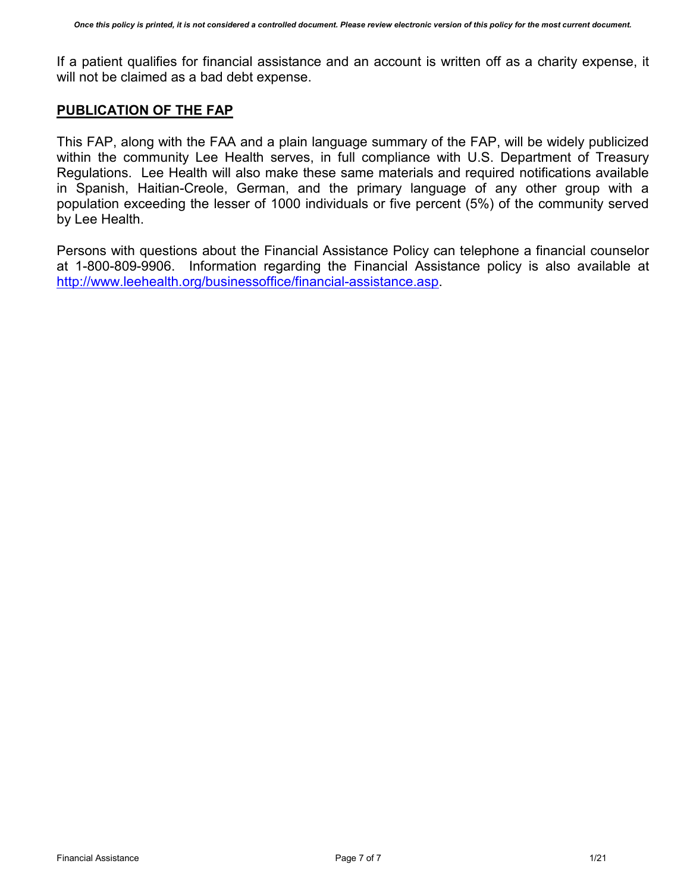If a patient qualifies for financial assistance and an account is written off as a charity expense, it will not be claimed as a bad debt expense.

## PUBLICATION OF THE FAP

This FAP, along with the FAA and a plain language summary of the FAP, will be widely publicized within the community Lee Health serves, in full compliance with U.S. Department of Treasury Regulations. Lee Health will also make these same materials and required notifications available in Spanish, Haitian-Creole, German, and the primary language of any other group with a population exceeding the lesser of 1000 individuals or five percent (5%) of the community served by Lee Health.

Persons with questions about the Financial Assistance Policy can telephone a financial counselor at 1-800-809-9906. Information regarding the Financial Assistance policy is also available at [http://www.leehealth.org/businessoffice/financial-assistance.asp](http://www.leehealth.org/businessoffice/financial-assistance.asp).